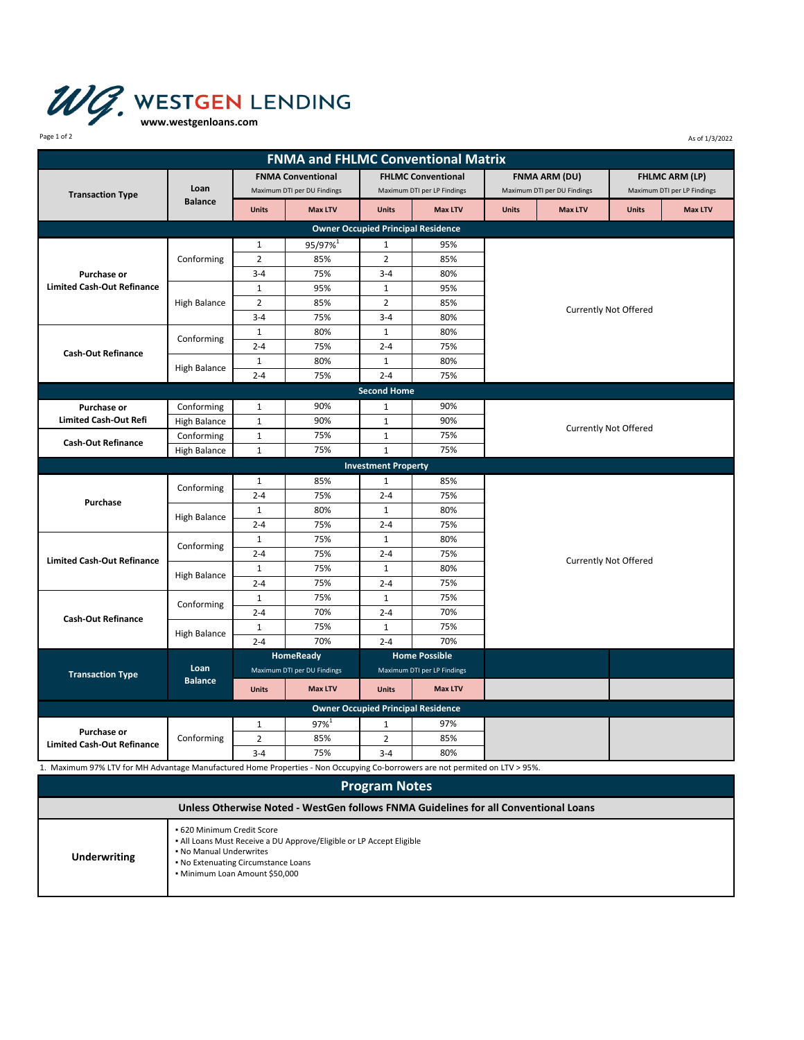# WESTGEN LENDING

**www.westgenloans.com**

As of 1/3/2022

## FNMA and FHLMC Conventional Matrix

| Transaction Type | Loan Balance | FNMA Conventional (Maximum DTI per DU Findings) | | FHLMC Conventional (Maximum DTI per LP Findings) | | FNMA ARM (DU) (Maximum DTI per DU Findings) | | FHLMC ARM (LP) (Maximum DTI per LP Findings) | |
|---|---|---|---|---|---|---|---|---|---|
| | | Units | Max LTV | Units | Max LTV | Units | Max LTV | Units | Max LTV |
| **Owner Occupied Principal Residence** | | | | | | | | | |
| Purchase or Limited Cash-Out Refinance | Conforming | 1 | 95/97%[1] | 1 | 95% | Currently Not Offered | | | |
| | | 2 | 85% | 2 | 85% | | | | |
| | | 3-4 | 75% | 3-4 | 80% | | | | |
| | High Balance | 1 | 95% | 1 | 95% | | | | |
| | | 2 | 85% | 2 | 85% | | | | |
| | | 3-4 | 75% | 3-4 | 80% | | | | |
| Cash-Out Refinance | Conforming | 1 | 80% | 1 | 80% | | | | |
| | | 2-4 | 75% | 2-4 | 75% | | | | |
| | High Balance | 1 | 80% | 1 | 80% | | | | |
| | | 2-4 | 75% | 2-4 | 75% | | | | |
| **Second Home** | | | | | | | | | |
| Purchase or Limited Cash-Out Refi | Conforming | 1 | 90% | 1 | 90% | Currently Not Offered | | | |
| | High Balance | 1 | 90% | 1 | 90% | | | | |
| Cash-Out Refinance | Conforming | 1 | 75% | 1 | 75% | | | | |
| | High Balance | 1 | 75% | 1 | 75% | | | | |
| **Investment Property** | | | | | | | | | |
| Purchase | Conforming | 1 | 85% | 1 | 85% | Currently Not Offered | | | |
| | | 2-4 | 75% | 2-4 | 75% | | | | |
| | High Balance | 1 | 80% | 1 | 80% | | | | |
| | | 2-4 | 75% | 2-4 | 75% | | | | |
| Limited Cash-Out Refinance | Conforming | 1 | 75% | 1 | 80% | | | | |
| | | 2-4 | 75% | 2-4 | 75% | | | | |
| | High Balance | 1 | 75% | 1 | 80% | | | | |
| | | 2-4 | 75% | 2-4 | 75% | | | | |
| Cash-Out Refinance | Conforming | 1 | 75% | 1 | 75% | | | | |
| | | 2-4 | 70% | 2-4 | 70% | | | | |
| | High Balance | 1 | 75% | 1 | 75% | | | | |
| | | 2-4 | 70% | 2-4 | 70% | | | | |

| Transaction Type | Loan Balance | HomeReady (Maximum DTI per DU Findings) | | Home Possible (Maximum DTI per LP Findings) | |
|---|---|---|---|---|---|
| | | Units | Max LTV | Units | Max LTV |
| **Owner Occupied Principal Residence** | | | | | |
| Purchase or Limited Cash-Out Refinance | Conforming | 1 | 97%[1] | 1 | 97% |
| | | 2 | 85% | 2 | 85% |
| | | 3-4 | 75% | 3-4 | 80% |

1. Maximum 97% LTV for MH Advantage Manufactured Home Properties - Non Occupying Co-borrowers are not permited on LTV > 95%.

## Program Notes

**Unless Otherwise Noted - WestGen follows FNMA Guidelines for all Conventional Loans**

| Underwriting | |
|---|---|
| **Underwriting** | • 620 Minimum Credit Score<br>• All Loans Must Receive a DU Approve/Eligible or LP Accept Eligible<br>• No Manual Underwrites<br>• No Extenuating Circumstance Loans<br>• Minimum Loan Amount $50,000 |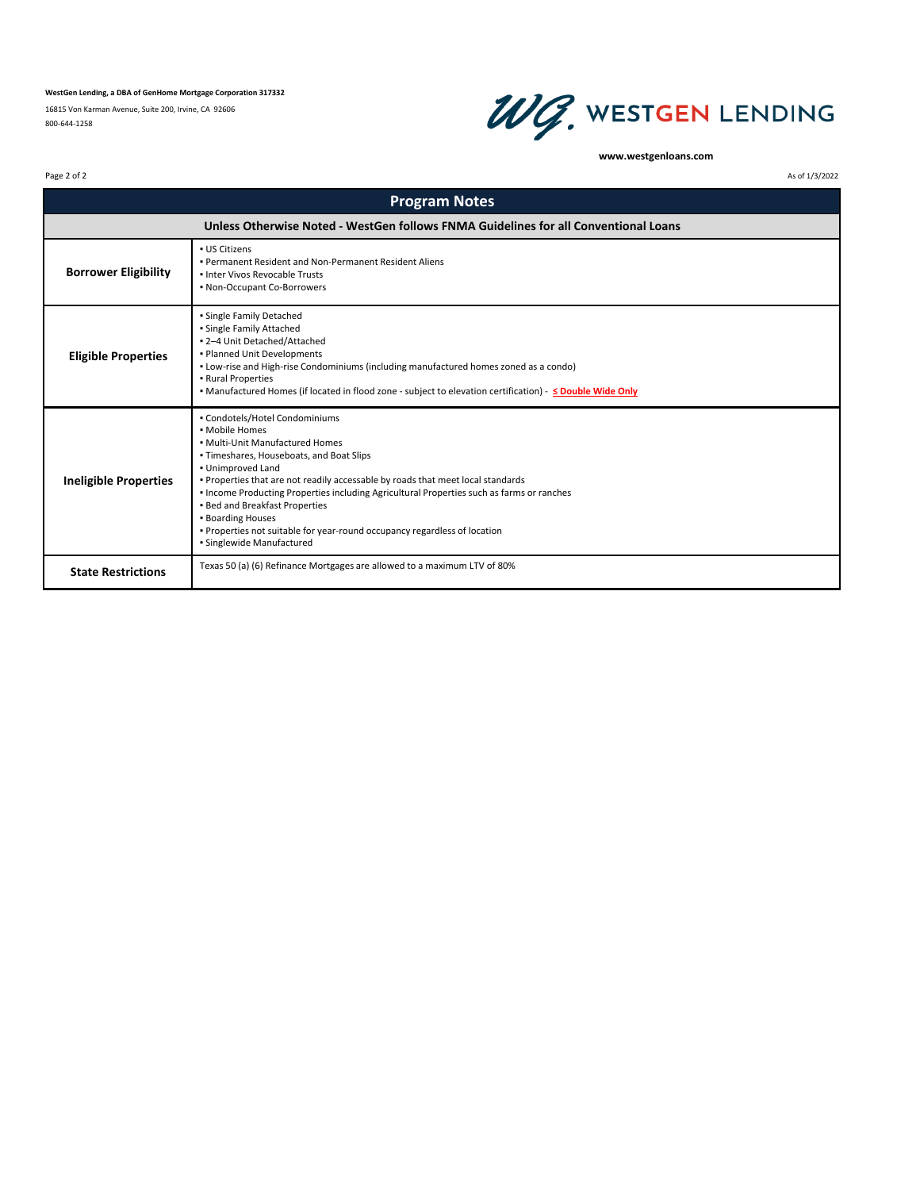WestGen Lending, a DBA of GenHome Mortgage Corporation 317332

16815 Von Karman Avenue, Suite 200, Irvine, CA 92606

800-644-1258

**WESTGEN LENDING**

**www.westgenloans.com**

As of 1/3/2022

## Program Notes

**Unless Otherwise Noted - WestGen follows FNMA Guidelines for all Conventional Loans**

| | |
|---|---|
| **Borrower Eligibility** | ▪ US Citizens<br>▪ Permanent Resident and Non-Permanent Resident Aliens<br>▪ Inter Vivos Revocable Trusts<br>▪ Non-Occupant Co-Borrowers |
| **Eligible Properties** | ▪ Single Family Detached<br>▪ Single Family Attached<br>▪ 2–4 Unit Detached/Attached<br>▪ Planned Unit Developments<br>▪ Low-rise and High-rise Condominiums (including manufactured homes zoned as a condo)<br>▪ Rural Properties<br>▪ Manufactured Homes (if located in flood zone - subject to elevation certification) - **≤ Double Wide Only** |
| **Ineligible Properties** | ▪ Condotels/Hotel Condominiums<br>▪ Mobile Homes<br>▪ Multi-Unit Manufactured Homes<br>▪ Timeshares, Houseboats, and Boat Slips<br>▪ Unimproved Land<br>▪ Properties that are not readily accessable by roads that meet local standards<br>▪ Income Producting Properties including Agricultural Properties such as farms or ranches<br>▪ Bed and Breakfast Properties<br>▪ Boarding Houses<br>▪ Properties not suitable for year-round occupancy regardless of location<br>▪ Singlewide Manufactured |
| **State Restrictions** | Texas 50 (a) (6) Refinance Mortgages are allowed to a maximum LTV of 80% |